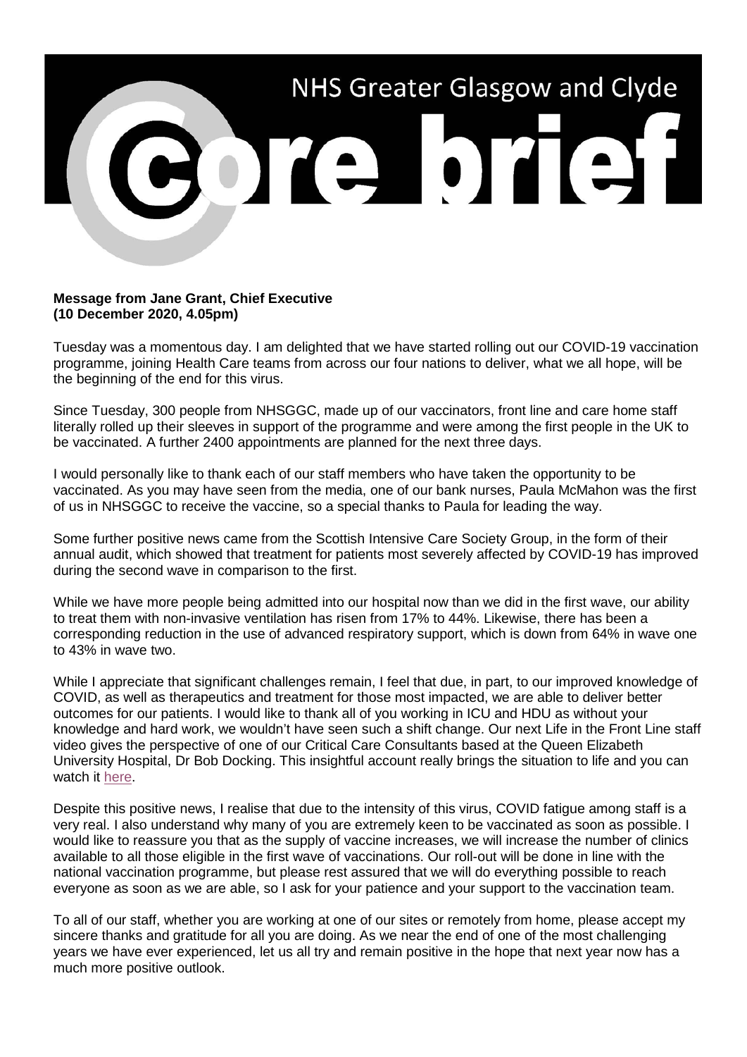# NHS Greater Glasgow and Clyde

# core brief

**Message from Jane Grant, Chief Executive**
**(10 December 2020, 4.05pm)**

Tuesday was a momentous day. I am delighted that we have started rolling out our COVID-19 vaccination programme, joining Health Care teams from across our four nations to deliver, what we all hope, will be the beginning of the end for this virus.

Since Tuesday, 300 people from NHSGGC, made up of our vaccinators, front line and care home staff literally rolled up their sleeves in support of the programme and were among the first people in the UK to be vaccinated. A further 2400 appointments are planned for the next three days.

I would personally like to thank each of our staff members who have taken the opportunity to be vaccinated. As you may have seen from the media, one of our bank nurses, Paula McMahon was the first of us in NHSGGC to receive the vaccine, so a special thanks to Paula for leading the way.

Some further positive news came from the Scottish Intensive Care Society Group, in the form of their annual audit, which showed that treatment for patients most severely affected by COVID-19 has improved during the second wave in comparison to the first.

While we have more people being admitted into our hospital now than we did in the first wave, our ability to treat them with non-invasive ventilation has risen from 17% to 44%. Likewise, there has been a corresponding reduction in the use of advanced respiratory support, which is down from 64% in wave one to 43% in wave two.

While I appreciate that significant challenges remain, I feel that due, in part, to our improved knowledge of COVID, as well as therapeutics and treatment for those most impacted, we are able to deliver better outcomes for our patients. I would like to thank all of you working in ICU and HDU as without your knowledge and hard work, we wouldn't have seen such a shift change. Our next Life in the Front Line staff video gives the perspective of one of our Critical Care Consultants based at the Queen Elizabeth University Hospital, Dr Bob Docking. This insightful account really brings the situation to life and you can watch it here.

Despite this positive news, I realise that due to the intensity of this virus, COVID fatigue among staff is a very real. I also understand why many of you are extremely keen to be vaccinated as soon as possible. I would like to reassure you that as the supply of vaccine increases, we will increase the number of clinics available to all those eligible in the first wave of vaccinations. Our roll-out will be done in line with the national vaccination programme, but please rest assured that we will do everything possible to reach everyone as soon as we are able, so I ask for your patience and your support to the vaccination team.

To all of our staff, whether you are working at one of our sites or remotely from home, please accept my sincere thanks and gratitude for all you are doing. As we near the end of one of the most challenging years we have ever experienced, let us all try and remain positive in the hope that next year now has a much more positive outlook.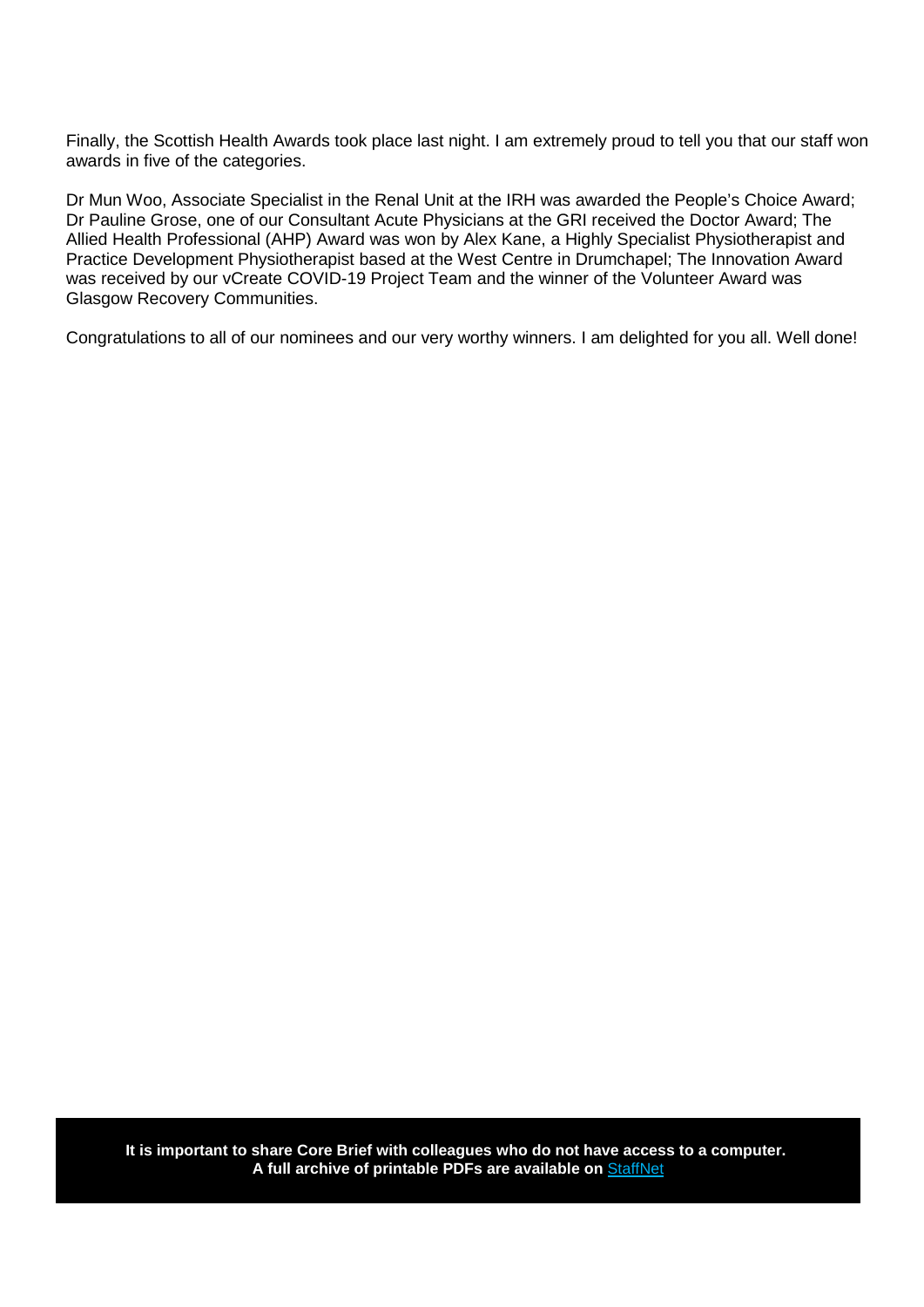Finally, the Scottish Health Awards took place last night. I am extremely proud to tell you that our staff won awards in five of the categories.

Dr Mun Woo, Associate Specialist in the Renal Unit at the IRH was awarded the People's Choice Award; Dr Pauline Grose, one of our Consultant Acute Physicians at the GRI received the Doctor Award; The Allied Health Professional (AHP) Award was won by Alex Kane, a Highly Specialist Physiotherapist and Practice Development Physiotherapist based at the West Centre in Drumchapel; The Innovation Award was received by our vCreate COVID-19 Project Team and the winner of the Volunteer Award was Glasgow Recovery Communities.

Congratulations to all of our nominees and our very worthy winners. I am delighted for you all. Well done!

**It is important to share Core Brief with colleagues who do not have access to a computer.**
**A full archive of printable PDFs are available on** StaffNet